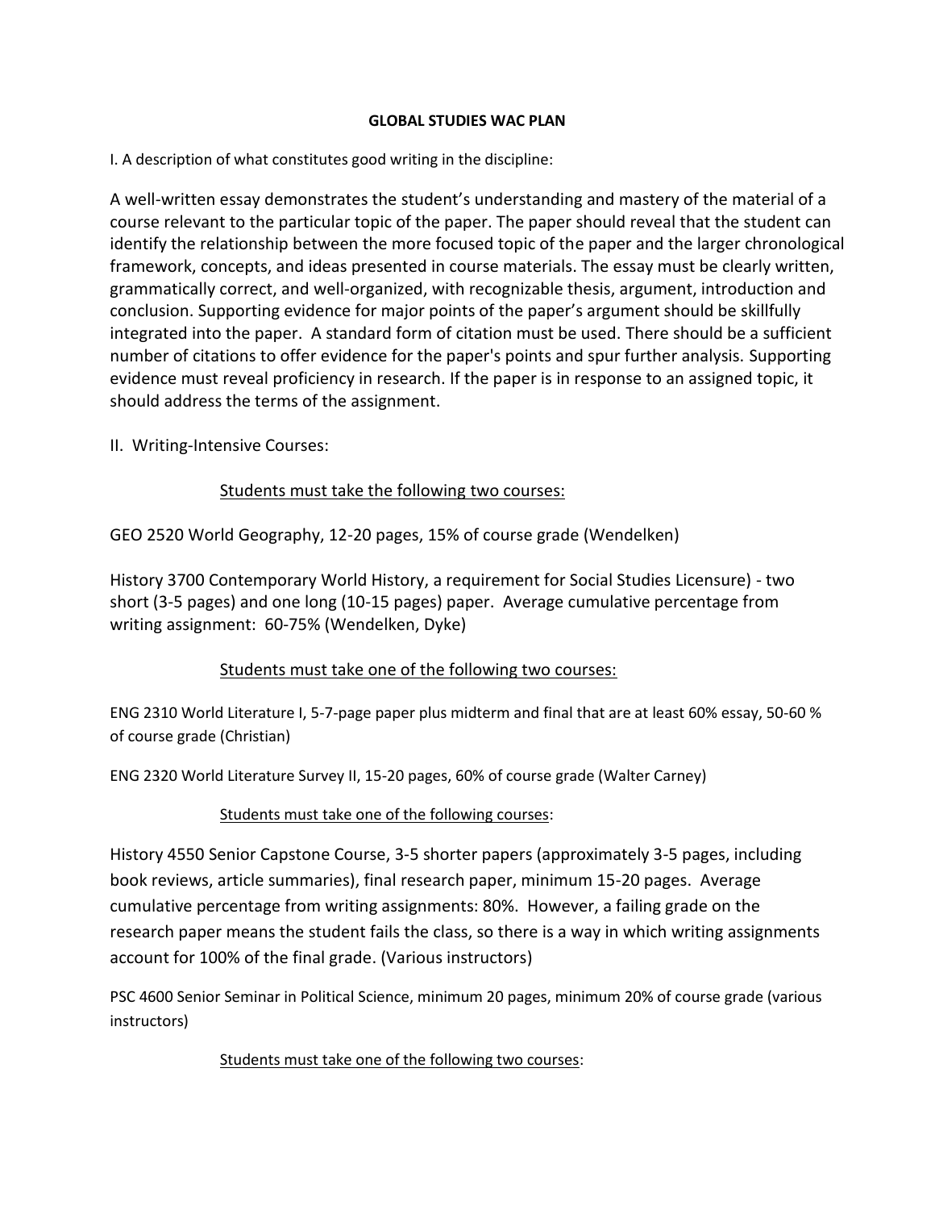# GLOBAL STUDIES WAC PLAN

I. A description of what constitutes good writing in the discipline:

A well-written essay demonstrates the student's understanding and mastery of the material of a course relevant to the particular topic of the paper. The paper should reveal that the student can identify the relationship between the more focused topic of the paper and the larger chronological framework, concepts, and ideas presented in course materials. The essay must be clearly written, grammatically correct, and well-organized, with recognizable thesis, argument, introduction and conclusion. Supporting evidence for major points of the paper's argument should be skillfully integrated into the paper. A standard form of citation must be used. There should be a sufficient number of citations to offer evidence for the paper's points and spur further analysis. Supporting evidence must reveal proficiency in research. If the paper is in response to an assigned topic, it should address the terms of the assignment.

II. Writing-Intensive Courses:

<u>Students must take the following two courses:</u>

GEO 2520 World Geography, 12-20 pages, 15% of course grade (Wendelken)

History 3700 Contemporary World History, a requirement for Social Studies Licensure) - two short (3-5 pages) and one long (10-15 pages) paper. Average cumulative percentage from writing assignment: 60-75% (Wendelken, Dyke)

<u>Students must take one of the following two courses:</u>

ENG 2310 World Literature I, 5-7-page paper plus midterm and final that are at least 60% essay, 50-60 % of course grade (Christian)

ENG 2320 World Literature Survey II, 15-20 pages, 60% of course grade (Walter Carney)

<u>Students must take one of the following courses</u>:

History 4550 Senior Capstone Course, 3-5 shorter papers (approximately 3-5 pages, including book reviews, article summaries), final research paper, minimum 15-20 pages. Average cumulative percentage from writing assignments: 80%. However, a failing grade on the research paper means the student fails the class, so there is a way in which writing assignments account for 100% of the final grade. (Various instructors)

PSC 4600 Senior Seminar in Political Science, minimum 20 pages, minimum 20% of course grade (various instructors)

<u>Students must take one of the following two courses</u>: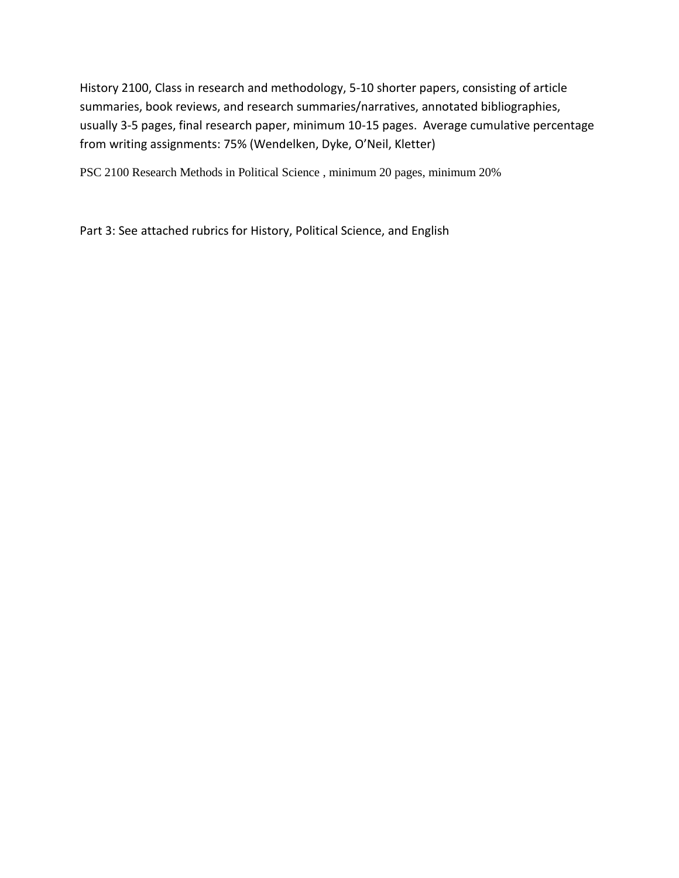History 2100, Class in research and methodology, 5-10 shorter papers, consisting of article summaries, book reviews, and research summaries/narratives, annotated bibliographies, usually 3-5 pages, final research paper, minimum 10-15 pages. Average cumulative percentage from writing assignments: 75% (Wendelken, Dyke, O'Neil, Kletter)

PSC 2100 Research Methods in Political Science , minimum 20 pages, minimum 20%

Part 3: See attached rubrics for History, Political Science, and English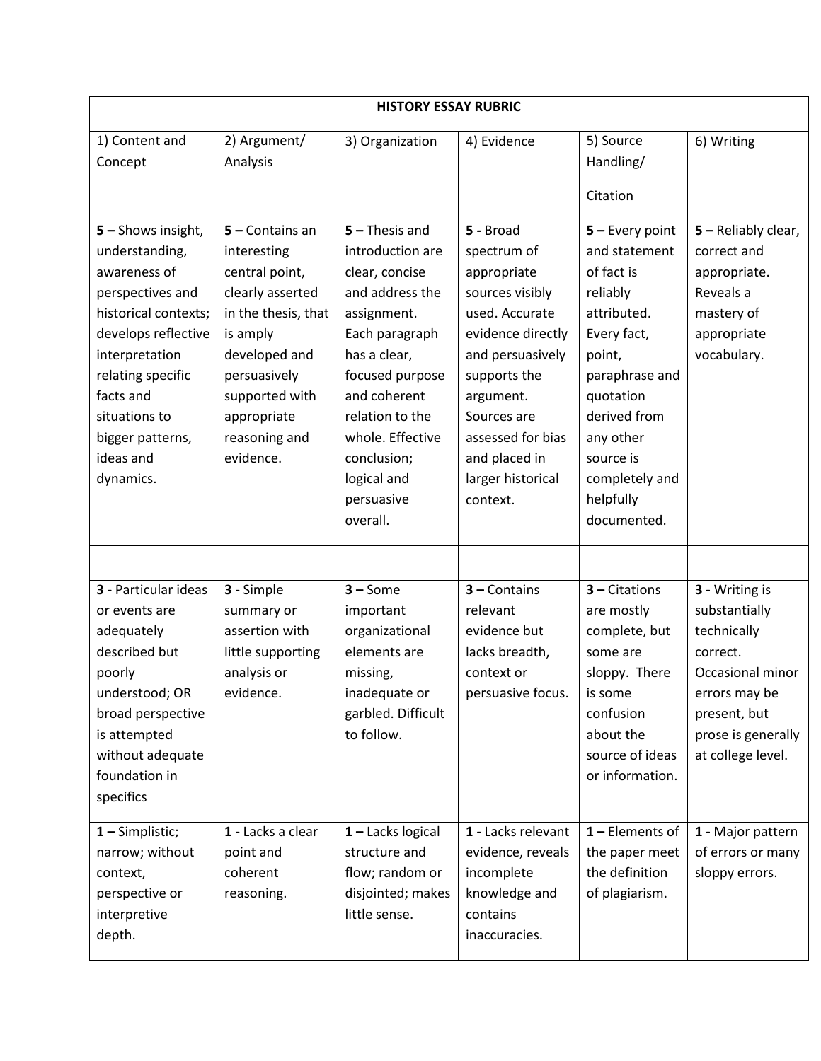| HISTORY ESSAY RUBRIC | | | | | |
|---|---|---|---|---|---|
| 1) Content and Concept | 2) Argument/ Analysis | 3) Organization | 4) Evidence | 5) Source Handling/ Citation | 6) Writing |
| **5 –** Shows insight, understanding, awareness of perspectives and historical contexts; develops reflective interpretation relating specific facts and situations to bigger patterns, ideas and dynamics. | **5 –** Contains an interesting central point, clearly asserted in the thesis, that is amply developed and persuasively supported with appropriate reasoning and evidence. | **5 –** Thesis and introduction are clear, concise and address the assignment. Each paragraph has a clear, focused purpose and coherent relation to the whole. Effective conclusion; logical and persuasive overall. | **5 -** Broad spectrum of appropriate sources visibly used. Accurate evidence directly and persuasively supports the argument. Sources are assessed for bias and placed in larger historical context. | **5 –** Every point and statement of fact is reliably attributed. Every fact, point, paraphrase and quotation derived from any other source is completely and helpfully documented. | **5 –** Reliably clear, correct and appropriate. Reveals a mastery of appropriate vocabulary. |
| | | | | | |
| **3 -** Particular ideas or events are adequately described but poorly understood; OR broad perspective is attempted without adequate foundation in specifics | **3 -** Simple summary or assertion with little supporting analysis or evidence. | **3 –** Some important organizational elements are missing, inadequate or garbled. Difficult to follow. | **3 –** Contains relevant evidence but lacks breadth, context or persuasive focus. | **3 –** Citations are mostly complete, but some are sloppy. There is some confusion about the source of ideas or information. | **3 -** Writing is substantially technically correct. Occasional minor errors may be present, but prose is generally at college level. |
| **1 –** Simplistic; narrow; without context, perspective or interpretive depth. | **1 -** Lacks a clear point and coherent reasoning. | **1 –** Lacks logical structure and flow; random or disjointed; makes little sense. | **1 -** Lacks relevant evidence, reveals incomplete knowledge and contains inaccuracies. | **1 –** Elements of the paper meet the definition of plagiarism. | **1 -** Major pattern of errors or many sloppy errors. |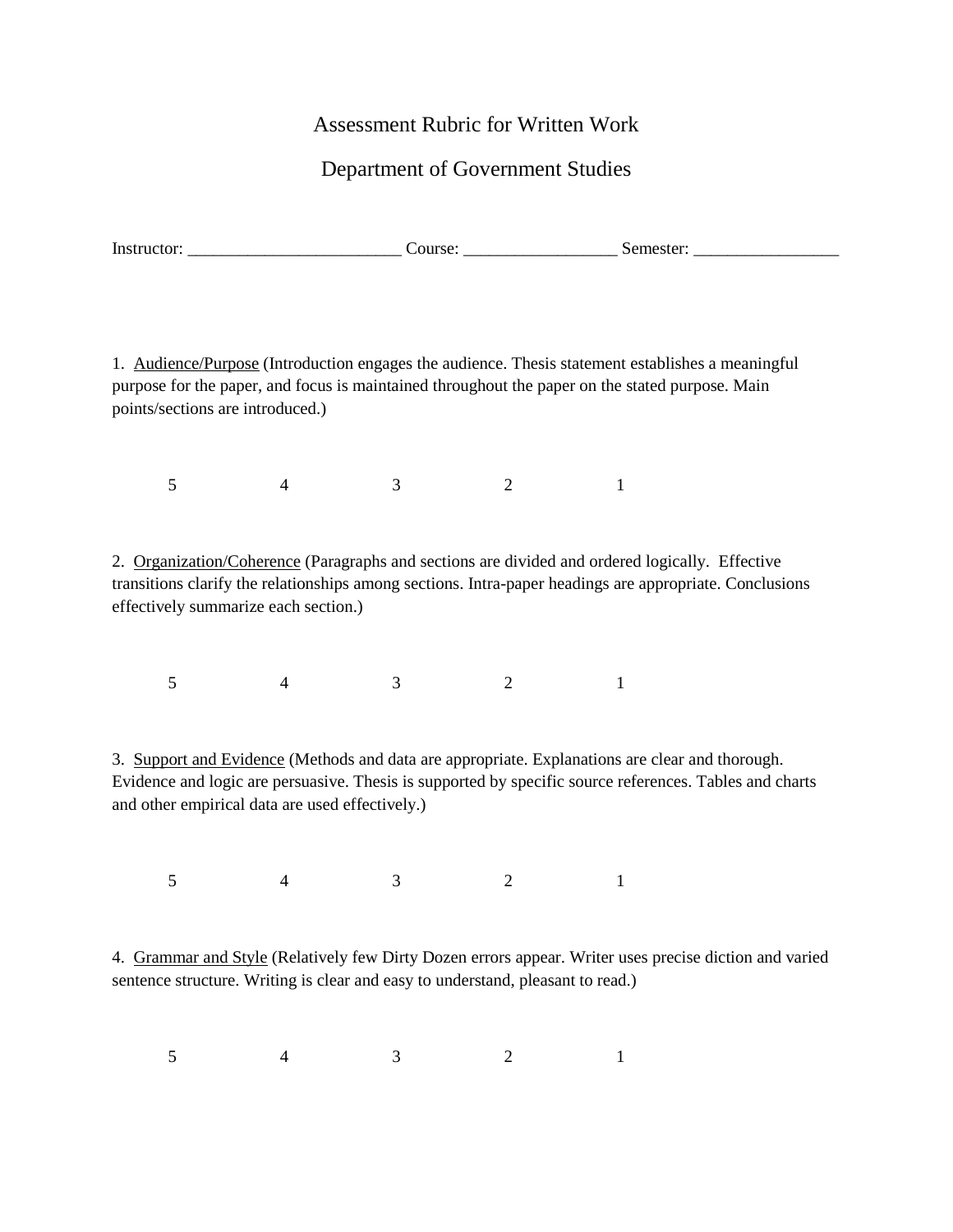# Assessment Rubric for Written Work

## Department of Government Studies

Instructor: _________________________ Course: __________________ Semester: _________________

1. <u>Audience/Purpose</u> (Introduction engages the audience. Thesis statement establishes a meaningful purpose for the paper, and focus is maintained throughout the paper on the stated purpose. Main points/sections are introduced.)

5 4 3 2 1

2. <u>Organization/Coherence</u> (Paragraphs and sections are divided and ordered logically. Effective transitions clarify the relationships among sections. Intra-paper headings are appropriate. Conclusions effectively summarize each section.)

5 4 3 2 1

3. <u>Support and Evidence</u> (Methods and data are appropriate. Explanations are clear and thorough. Evidence and logic are persuasive. Thesis is supported by specific source references. Tables and charts and other empirical data are used effectively.)

5 4 3 2 1

4. <u>Grammar and Style</u> (Relatively few Dirty Dozen errors appear. Writer uses precise diction and varied sentence structure. Writing is clear and easy to understand, pleasant to read.)

5 4 3 2 1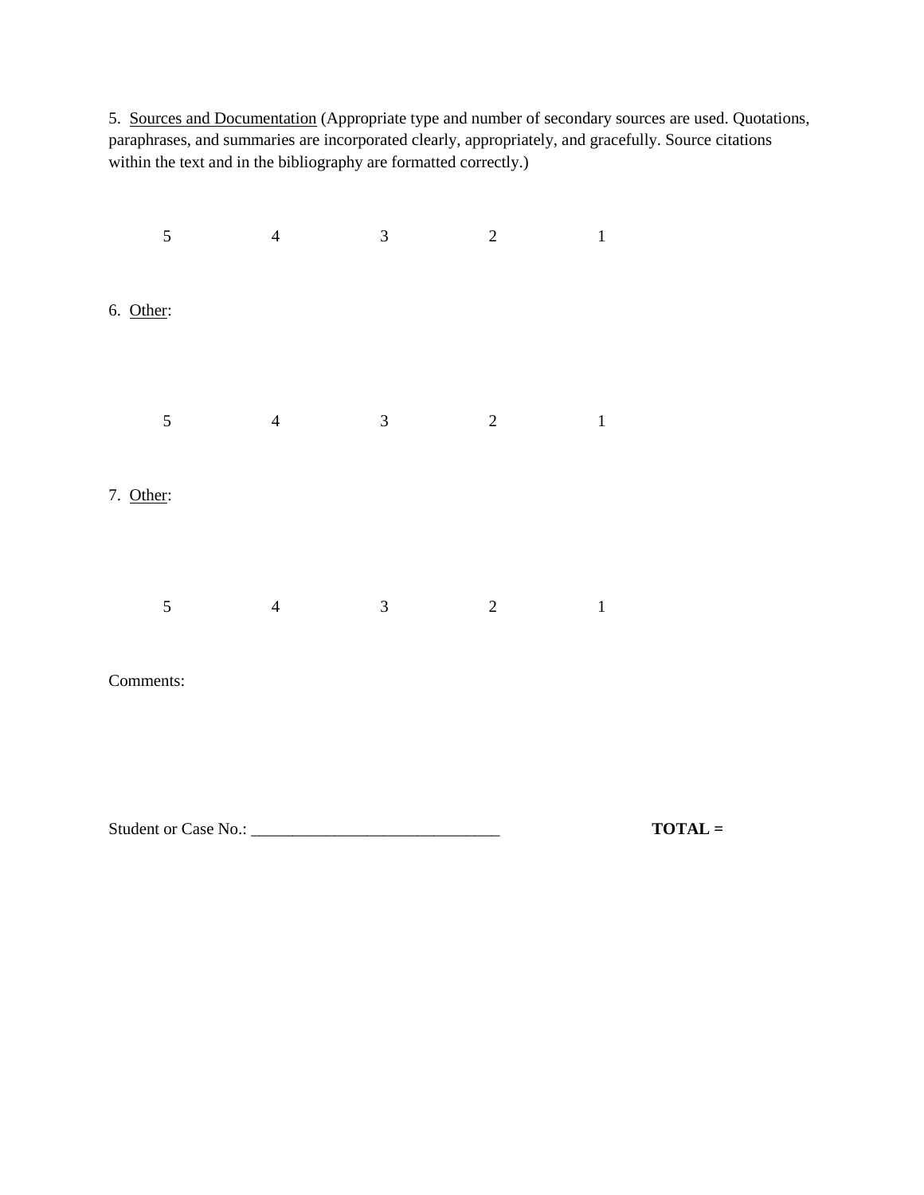5. <u>Sources and Documentation</u> (Appropriate type and number of secondary sources are used. Quotations, paraphrases, and summaries are incorporated clearly, appropriately, and gracefully. Source citations within the text and in the bibliography are formatted correctly.)

5 4 3 2 1

6. <u>Other</u>:

5 4 3 2 1

7. <u>Other</u>:

5 4 3 2 1

Comments:

Student or Case No.: ______________________________ **TOTAL =**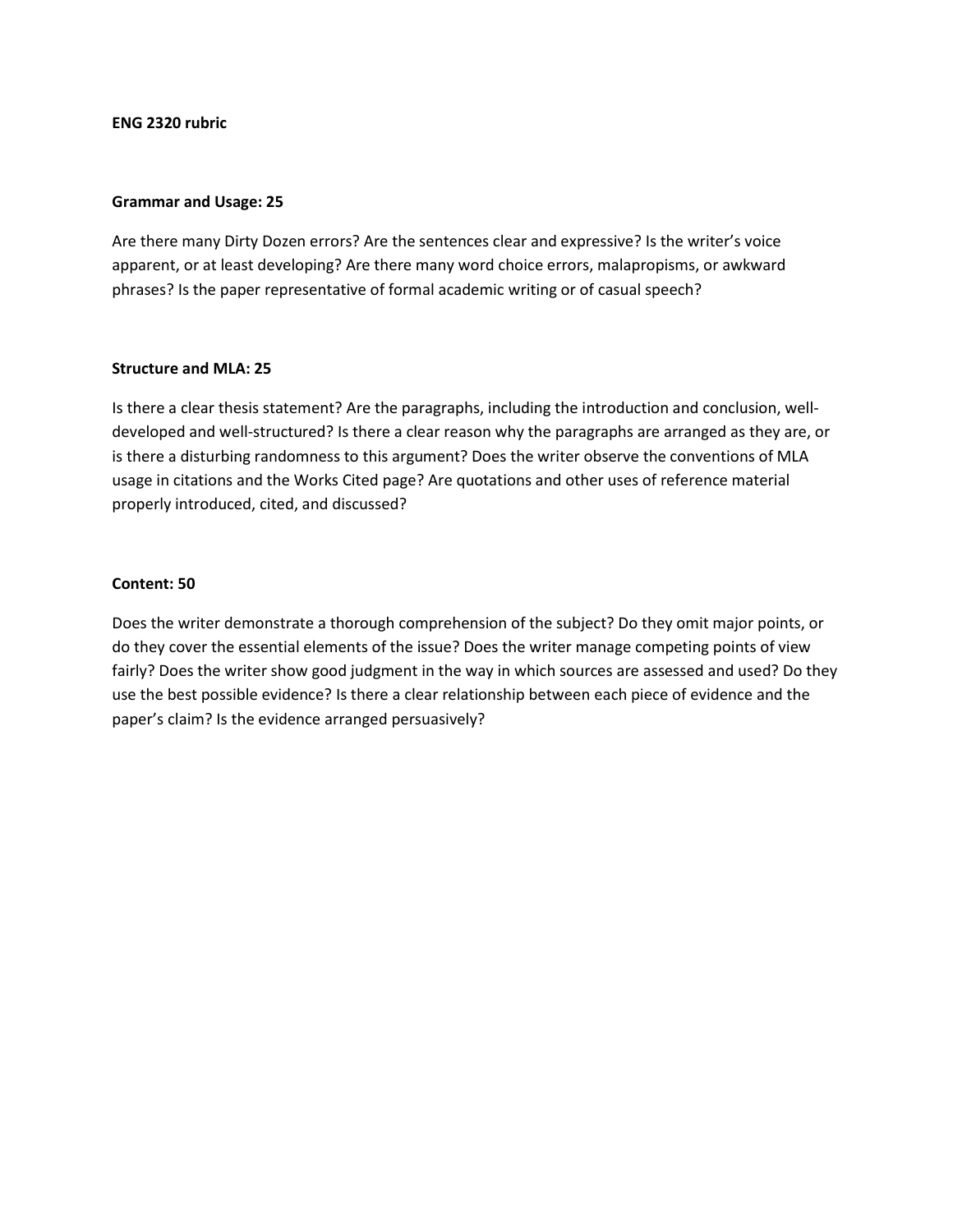**ENG 2320 rubric**

**Grammar and Usage: 25**

Are there many Dirty Dozen errors? Are the sentences clear and expressive? Is the writer's voice apparent, or at least developing? Are there many word choice errors, malapropisms, or awkward phrases? Is the paper representative of formal academic writing or of casual speech?

**Structure and MLA: 25**

Is there a clear thesis statement? Are the paragraphs, including the introduction and conclusion, well-developed and well-structured? Is there a clear reason why the paragraphs are arranged as they are, or is there a disturbing randomness to this argument? Does the writer observe the conventions of MLA usage in citations and the Works Cited page? Are quotations and other uses of reference material properly introduced, cited, and discussed?

**Content: 50**

Does the writer demonstrate a thorough comprehension of the subject? Do they omit major points, or do they cover the essential elements of the issue? Does the writer manage competing points of view fairly? Does the writer show good judgment in the way in which sources are assessed and used? Do they use the best possible evidence? Is there a clear relationship between each piece of evidence and the paper's claim? Is the evidence arranged persuasively?